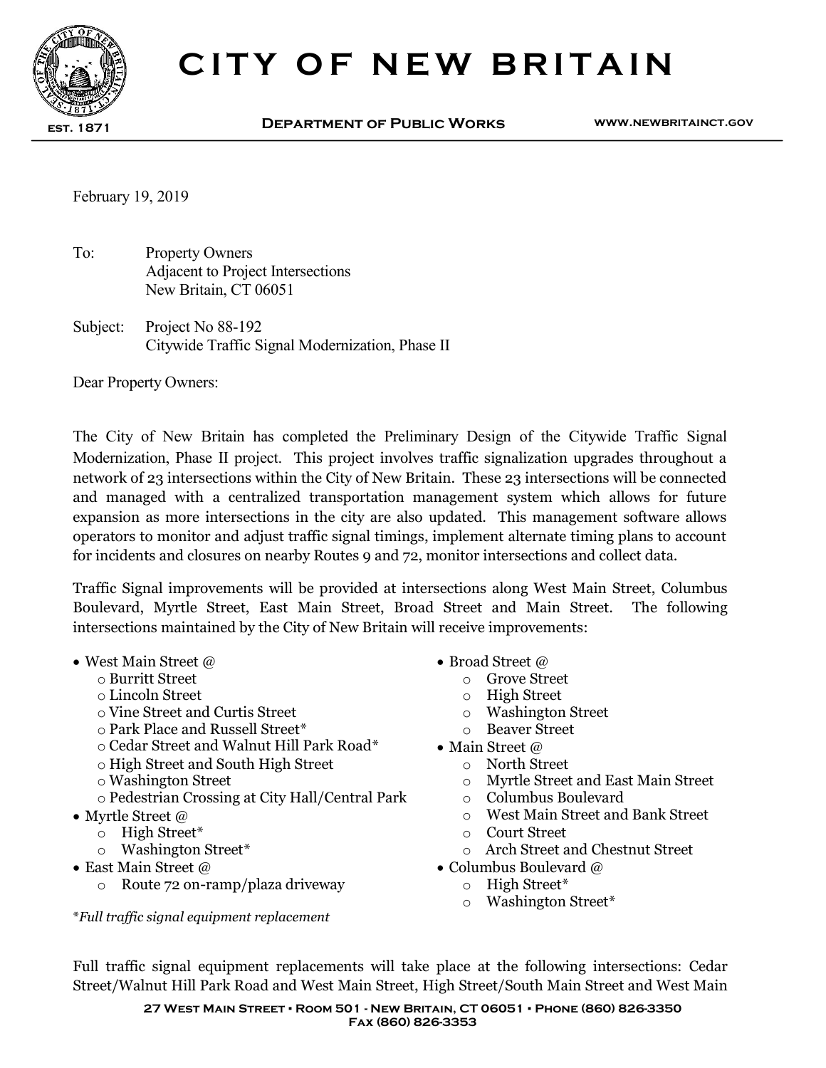# CITY OF NEW BRITAIN

EST. 1871

**DEPARTMENT OF PUBLIC WORKS** WWW.NEWBRITAINCT.GOV

February 19, 2019

To: Property Owners
Adjacent to Project Intersections
New Britain, CT 06051

Subject: Project No 88-192
Citywide Traffic Signal Modernization, Phase II

Dear Property Owners:

The City of New Britain has completed the Preliminary Design of the Citywide Traffic Signal Modernization, Phase II project. This project involves traffic signalization upgrades throughout a network of 23 intersections within the City of New Britain. These 23 intersections will be connected and managed with a centralized transportation management system which allows for future expansion as more intersections in the city are also updated. This management software allows operators to monitor and adjust traffic signal timings, implement alternate timing plans to account for incidents and closures on nearby Routes 9 and 72, monitor intersections and collect data.

Traffic Signal improvements will be provided at intersections along West Main Street, Columbus Boulevard, Myrtle Street, East Main Street, Broad Street and Main Street. The following intersections maintained by the City of New Britain will receive improvements:

- West Main Street @
  - Burritt Street
  - Lincoln Street
  - Vine Street and Curtis Street
  - Park Place and Russell Street*
  - Cedar Street and Walnut Hill Park Road*
  - High Street and South High Street
  - Washington Street
  - Pedestrian Crossing at City Hall/Central Park
- Myrtle Street @
  - High Street*
  - Washington Street*
- East Main Street @
  - Route 72 on-ramp/plaza driveway
- Broad Street @
  - Grove Street
  - High Street
  - Washington Street
  - Beaver Street
- Main Street @
  - North Street
  - Myrtle Street and East Main Street
  - Columbus Boulevard
  - West Main Street and Bank Street
  - Court Street
  - Arch Street and Chestnut Street
- Columbus Boulevard @
  - High Street*
  - Washington Street*

*\*Full traffic signal equipment replacement*

Full traffic signal equipment replacements will take place at the following intersections: Cedar Street/Walnut Hill Park Road and West Main Street, High Street/South Main Street and West Main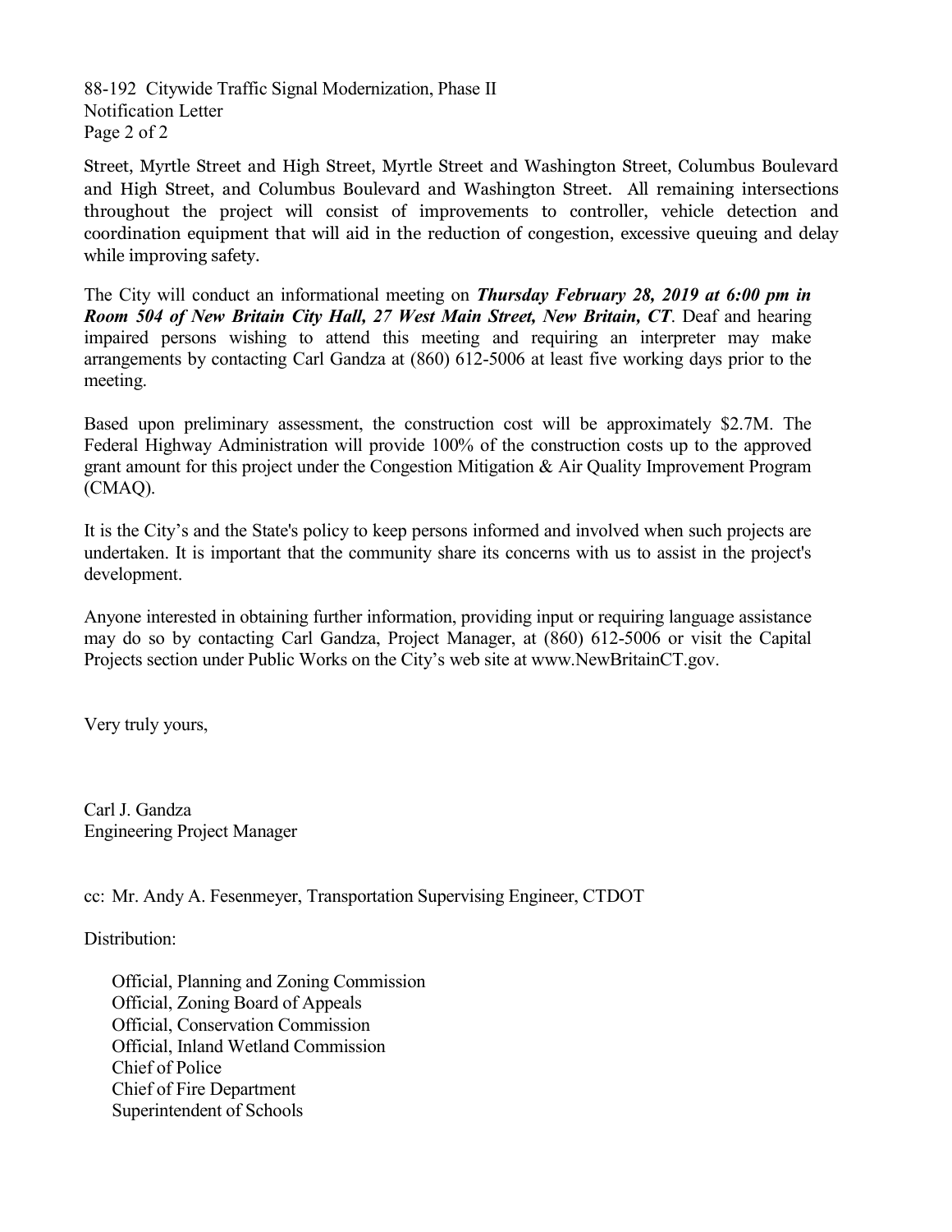Street, Myrtle Street and High Street, Myrtle Street and Washington Street, Columbus Boulevard and High Street, and Columbus Boulevard and Washington Street. All remaining intersections throughout the project will consist of improvements to controller, vehicle detection and coordination equipment that will aid in the reduction of congestion, excessive queuing and delay while improving safety.

The City will conduct an informational meeting on ***Thursday February 28, 2019 at 6:00 pm in Room 504 of New Britain City Hall, 27 West Main Street, New Britain, CT***. Deaf and hearing impaired persons wishing to attend this meeting and requiring an interpreter may make arrangements by contacting Carl Gandza at (860) 612-5006 at least five working days prior to the meeting.

Based upon preliminary assessment, the construction cost will be approximately $2.7M. The Federal Highway Administration will provide 100% of the construction costs up to the approved grant amount for this project under the Congestion Mitigation & Air Quality Improvement Program (CMAQ).

It is the City's and the State's policy to keep persons informed and involved when such projects are undertaken. It is important that the community share its concerns with us to assist in the project's development.

Anyone interested in obtaining further information, providing input or requiring language assistance may do so by contacting Carl Gandza, Project Manager, at (860) 612-5006 or visit the Capital Projects section under Public Works on the City's web site at www.NewBritainCT.gov.

Very truly yours,

Carl J. Gandza
Engineering Project Manager

cc: Mr. Andy A. Fesenmeyer, Transportation Supervising Engineer, CTDOT

Distribution:

Official, Planning and Zoning Commission
Official, Zoning Board of Appeals
Official, Conservation Commission
Official, Inland Wetland Commission
Chief of Police
Chief of Fire Department
Superintendent of Schools